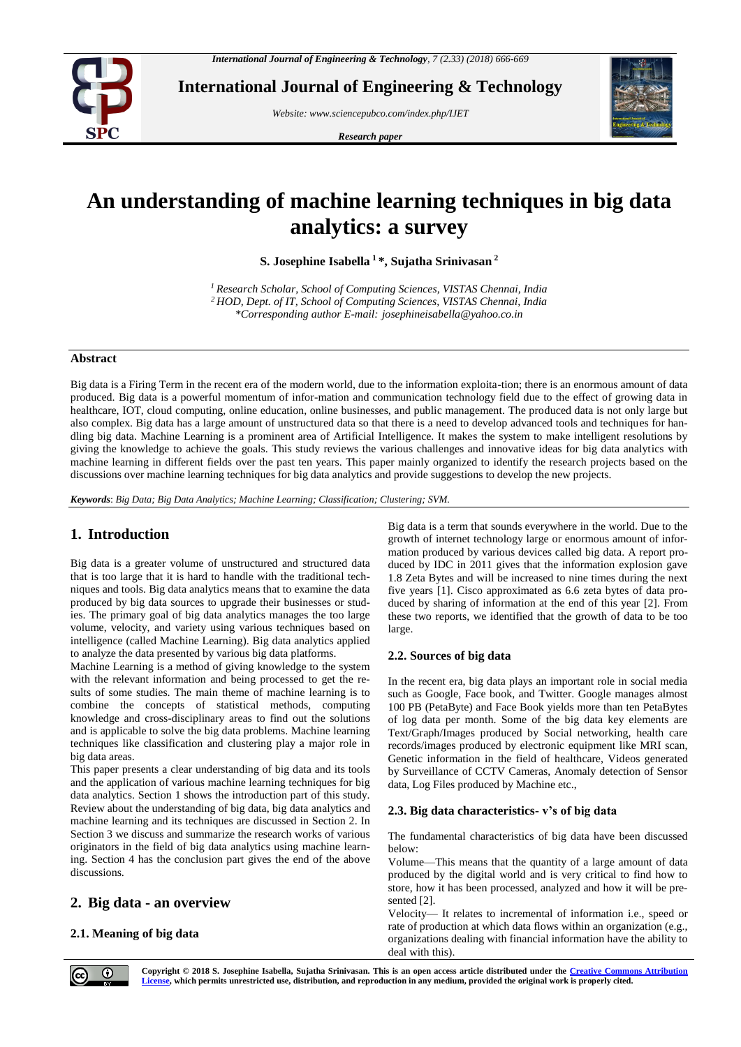# An understanding of machine learning techniques in big data analytics: a survey

**S. Josephine Isabella [1] \*, Sujatha Srinivasan [2]**

*[1] Research Scholar, School of Computing Sciences, VISTAS Chennai, India*
*[2] HOD, Dept. of IT, School of Computing Sciences, VISTAS Chennai, India*
*\*Corresponding author E-mail: josephineisabella@yahoo.co.in*

## Abstract

Big data is a Firing Term in the recent era of the modern world, due to the information exploita-tion; there is an enormous amount of data produced. Big data is a powerful momentum of infor-mation and communication technology field due to the effect of growing data in healthcare, IOT, cloud computing, online education, online businesses, and public management. The produced data is not only large but also complex. Big data has a large amount of unstructured data so that there is a need to develop advanced tools and techniques for han-dling big data. Machine Learning is a prominent area of Artificial Intelligence. It makes the system to make intelligent resolutions by giving the knowledge to achieve the goals. This study reviews the various challenges and innovative ideas for big data analytics with machine learning in different fields over the past ten years. This paper mainly organized to identify the research projects based on the discussions over machine learning techniques for big data analytics and provide suggestions to develop the new projects.

***Keywords***: *Big Data; Big Data Analytics; Machine Learning; Classification; Clustering; SVM.*

## 1. Introduction

Big data is a greater volume of unstructured and structured data that is too large that it is hard to handle with the traditional techniques and tools. Big data analytics means that to examine the data produced by big data sources to upgrade their businesses or studies. The primary goal of big data analytics manages the too large volume, velocity, and variety using various techniques based on intelligence (called Machine Learning). Big data analytics applied to analyze the data presented by various big data platforms.

Machine Learning is a method of giving knowledge to the system with the relevant information and being processed to get the results of some studies. The main theme of machine learning is to combine the concepts of statistical methods, computing knowledge and cross-disciplinary areas to find out the solutions and is applicable to solve the big data problems. Machine learning techniques like classification and clustering play a major role in big data areas.

This paper presents a clear understanding of big data and its tools and the application of various machine learning techniques for big data analytics. Section 1 shows the introduction part of this study. Review about the understanding of big data, big data analytics and machine learning and its techniques are discussed in Section 2. In Section 3 we discuss and summarize the research works of various originators in the field of big data analytics using machine learning. Section 4 has the conclusion part gives the end of the above discussions.

## 2. Big data - an overview

### 2.1. Meaning of big data

Big data is a term that sounds everywhere in the world. Due to the growth of internet technology large or enormous amount of information produced by various devices called big data. A report produced by IDC in 2011 gives that the information explosion gave 1.8 Zeta Bytes and will be increased to nine times during the next five years [1]. Cisco approximated as 6.6 zeta bytes of data produced by sharing of information at the end of this year [2]. From these two reports, we identified that the growth of data to be too large.

### 2.2. Sources of big data

In the recent era, big data plays an important role in social media such as Google, Face book, and Twitter. Google manages almost 100 PB (PetaByte) and Face Book yields more than ten PetaBytes of log data per month. Some of the big data key elements are Text/Graph/Images produced by Social networking, health care records/images produced by electronic equipment like MRI scan, Genetic information in the field of healthcare, Videos generated by Surveillance of CCTV Cameras, Anomaly detection of Sensor data, Log Files produced by Machine etc.,

### 2.3. Big data characteristics- v's of big data

The fundamental characteristics of big data have been discussed below:

Volume—This means that the quantity of a large amount of data produced by the digital world and is very critical to find how to store, how it has been processed, analyzed and how it will be presented [2].

Velocity— It relates to incremental of information i.e., speed or rate of production at which data flows within an organization (e.g., organizations dealing with financial information have the ability to deal with this).

**Copyright © 2018 S. Josephine Isabella, Sujatha Srinivasan. This is an open access article distributed under the Creative Commons Attribution License, which permits unrestricted use, distribution, and reproduction in any medium, provided the original work is properly cited.**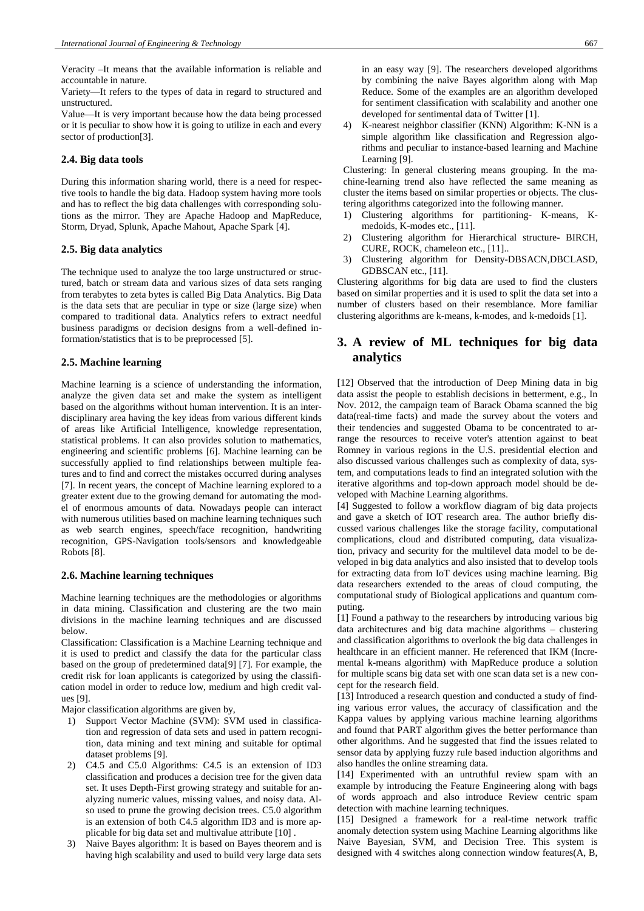Veracity –It means that the available information is reliable and accountable in nature.

Variety—It refers to the types of data in regard to structured and unstructured.

Value—It is very important because how the data being processed or it is peculiar to show how it is going to utilize in each and every sector of production[3].

### 2.4. Big data tools

During this information sharing world, there is a need for respective tools to handle the big data. Hadoop system having more tools and has to reflect the big data challenges with corresponding solutions as the mirror. They are Apache Hadoop and MapReduce, Storm, Dryad, Splunk, Apache Mahout, Apache Spark [4].

### 2.5. Big data analytics

The technique used to analyze the too large unstructured or structured, batch or stream data and various sizes of data sets ranging from terabytes to zeta bytes is called Big Data Analytics. Big Data is the data sets that are peculiar in type or size (large size) when compared to traditional data. Analytics refers to extract needful business paradigms or decision designs from a well-defined information/statistics that is to be preprocessed [5].

### 2.5. Machine learning

Machine learning is a science of understanding the information, analyze the given data set and make the system as intelligent based on the algorithms without human intervention. It is an interdisciplinary area having the key ideas from various different kinds of areas like Artificial Intelligence, knowledge representation, statistical problems. It can also provides solution to mathematics, engineering and scientific problems [6]. Machine learning can be successfully applied to find relationships between multiple features and to find and correct the mistakes occurred during analyses [7]. In recent years, the concept of Machine learning explored to a greater extent due to the growing demand for automating the model of enormous amounts of data. Nowadays people can interact with numerous utilities based on machine learning techniques such as web search engines, speech/face recognition, handwriting recognition, GPS-Navigation tools/sensors and knowledgeable Robots [8].

### 2.6. Machine learning techniques

Machine learning techniques are the methodologies or algorithms in data mining. Classification and clustering are the two main divisions in the machine learning techniques and are discussed below.

Classification: Classification is a Machine Learning technique and it is used to predict and classify the data for the particular class based on the group of predetermined data[9] [7]. For example, the credit risk for loan applicants is categorized by using the classification model in order to reduce low, medium and high credit values [9].

Major classification algorithms are given by,

1) Support Vector Machine (SVM): SVM used in classification and regression of data sets and used in pattern recognition, data mining and text mining and suitable for optimal dataset problems [9].
2) C4.5 and C5.0 Algorithms: C4.5 is an extension of ID3 classification and produces a decision tree for the given data set. It uses Depth-First growing strategy and suitable for analyzing numeric values, missing values, and noisy data. Also used to prune the growing decision trees. C5.0 algorithm is an extension of both C4.5 algorithm ID3 and is more applicable for big data set and multivalue attribute [10] .
3) Naive Bayes algorithm: It is based on Bayes theorem and is having high scalability and used to build very large data sets in an easy way [9]. The researchers developed algorithms by combining the naive Bayes algorithm along with Map Reduce. Some of the examples are an algorithm developed for sentiment classification with scalability and another one developed for sentimental data of Twitter [1].
4) K-nearest neighbor classifier (KNN) Algorithm: K-NN is a simple algorithm like classification and Regression algorithms and peculiar to instance-based learning and Machine Learning [9].

Clustering: In general clustering means grouping. In the machine-learning trend also have reflected the same meaning as cluster the items based on similar properties or objects. The clustering algorithms categorized into the following manner.

1) Clustering algorithms for partitioning- K-means, K-medoids, K-modes etc., [11].
2) Clustering algorithm for Hierarchical structure- BIRCH, CURE, ROCK, chameleon etc., [11]..
3) Clustering algorithm for Density-DBSACN,DBCLASD, GDBSCAN etc., [11].

Clustering algorithms for big data are used to find the clusters based on similar properties and it is used to split the data set into a number of clusters based on their resemblance. More familiar clustering algorithms are k-means, k-modes, and k-medoids [1].

## 3. A review of ML techniques for big data analytics

[12] Observed that the introduction of Deep Mining data in big data assist the people to establish decisions in betterment, e.g., In Nov. 2012, the campaign team of Barack Obama scanned the big data(real-time facts) and made the survey about the voters and their tendencies and suggested Obama to be concentrated to arrange the resources to receive voter's attention against to beat Romney in various regions in the U.S. presidential election and also discussed various challenges such as complexity of data, system, and computations leads to find an integrated solution with the iterative algorithms and top-down approach model should be developed with Machine Learning algorithms.

[4] Suggested to follow a workflow diagram of big data projects and gave a sketch of IOT research area. The author briefly discussed various challenges like the storage facility, computational complications, cloud and distributed computing, data visualization, privacy and security for the multilevel data model to be developed in big data analytics and also insisted that to develop tools for extracting data from IoT devices using machine learning. Big data researchers extended to the areas of cloud computing, the computational study of Biological applications and quantum computing.

[1] Found a pathway to the researchers by introducing various big data architectures and big data machine algorithms – clustering and classification algorithms to overlook the big data challenges in healthcare in an efficient manner. He referenced that IKM (Incremental k-means algorithm) with MapReduce produce a solution for multiple scans big data set with one scan data set is a new concept for the research field.

[13] Introduced a research question and conducted a study of finding various error values, the accuracy of classification and the Kappa values by applying various machine learning algorithms and found that PART algorithm gives the better performance than other algorithms. And he suggested that find the issues related to sensor data by applying fuzzy rule based induction algorithms and also handles the online streaming data.

[14] Experimented with an untruthful review spam with an example by introducing the Feature Engineering along with bags of words approach and also introduce Review centric spam detection with machine learning techniques.

[15] Designed a framework for a real-time network traffic anomaly detection system using Machine Learning algorithms like Naive Bayesian, SVM, and Decision Tree. This system is designed with 4 switches along connection window features(A, B,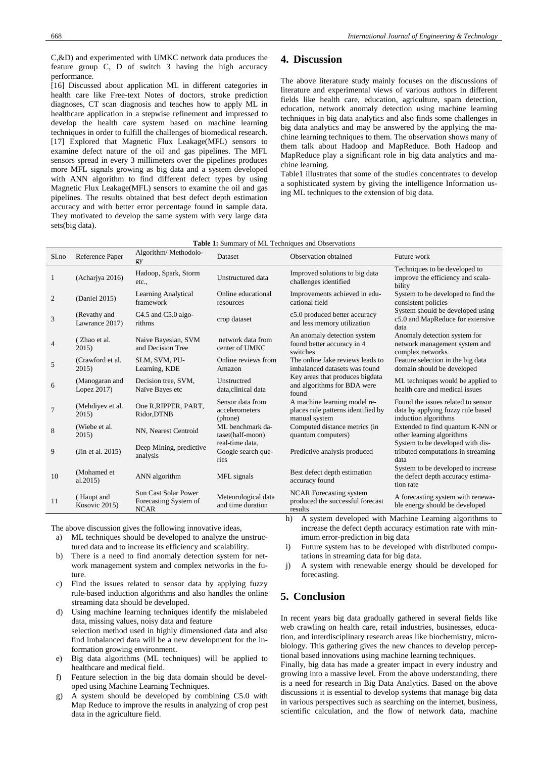C,&D) and experimented with UMKC network data produces the feature group C, D of switch 3 having the high accuracy performance.

[16] Discussed about application ML in different categories in health care like Free-text Notes of doctors, stroke prediction diagnoses, CT scan diagnosis and teaches how to apply ML in healthcare application in a stepwise refinement and impressed to develop the health care system based on machine learning techniques in order to fulfill the challenges of biomedical research.

[17] Explored that Magnetic Flux Leakage(MFL) sensors to examine defect nature of the oil and gas pipelines. The MFL sensors spread in every 3 millimeters over the pipelines produces more MFL signals growing as big data and a system developed with ANN algorithm to find different defect types by using Magnetic Flux Leakage(MFL) sensors to examine the oil and gas pipelines. The results obtained that best defect depth estimation accuracy and with better error percentage found in sample data. They motivated to develop the same system with very large data sets(big data).

## 4. Discussion

The above literature study mainly focuses on the discussions of literature and experimental views of various authors in different fields like health care, education, agriculture, spam detection, education, network anomaly detection using machine learning techniques in big data analytics and also finds some challenges in big data analytics and may be answered by the applying the machine learning techniques to them. The observation shows many of them talk about Hadoop and MapReduce. Both Hadoop and MapReduce play a significant role in big data analytics and machine learning.

Table1 illustrates that some of the studies concentrates to develop a sophisticated system by giving the intelligence Information using ML techniques to the extension of big data.

**Table 1:** Summary of ML Techniques and Observations

| Sl.no | Reference Paper | Algorithm/ Methodology | Dataset | Observation obtained | Future work |
|---|---|---|---|---|---|
| 1 | (Acharjya 2016) | Hadoop, Spark, Storm etc., | Unstructured data | Improved solutions to big data challenges identified | Techniques to be developed to improve the efficiency and scalability |
| 2 | (Daniel 2015) | Learning Analytical framework | Online educational resources | Improvements achieved in educational field | System to be developed to find the consistent policies |
| 3 | (Revathy and Lawrance 2017) | C4.5 and C5.0 algorithms | crop dataset | c5.0 produced better accuracy and less memory utilization | System should be developed using c5.0 and MapReduce for extensive data |
| 4 | ( Zhao et al. 2015) | Naive Bayesian, SVM and Decision Tree | network data from center of UMKC | An anomaly detection system found better accuracy in 4 switches | Anomaly detection system for network management system and complex networks |
| 5 | (Crawford et al. 2015) | SLM, SVM, PU-Learning, KDE | Online reviews from Amazon | The online fake reviews leads to imbalanced datasets was found | Feature selection in the big data domain should be developed |
| 6 | (Manogaran and Lopez 2017) | Decision tree, SVM, Naïve Bayes etc | Unstructred data,clinical data | Key areas that produces bigdata and algorithms for BDA were found | ML techniques would be applied to health care and medical issues |
| 7 | (Mehdiyev et al. 2015) | One R,RIPPER, PART, Ridor,DTNB | Sensor data from accelerometers (phone) | A machine learning model replaces rule patterns identified by manual system | Found the issues related to sensor data by applying fuzzy rule based induction algorithms |
| 8 | (Wiebe et al. 2015) | NN, Nearest Centroid | ML benchmark dataset(half-moon) | Computed distance metrics (in quantum computers) | Extended to find quantum K-NN or other learning algorithms |
| 9 | (Jin et al. 2015) | Deep Mining, predictive analysis | real-time data, Google search queries | Predictive analysis produced | System to be developed with distributed computations in streaming data |
| 10 | (Mohamed et al.2015) | ANN algorithm | MFL signals | Best defect depth estimation accuracy found | System to be developed to increase the defect depth accuracy estimation rate |
| 11 | ( Haupt and Kosovic 2015) | Sun Cast Solar Power Forecasting System of NCAR | Meteorological data and time duration | NCAR Forecasting system produced the successful forecast results | A forecasting system with renewable energy should be developed |

The above discussion gives the following innovative ideas,

a) ML techniques should be developed to analyze the unstructured data and to increase its efficiency and scalability.
b) There is a need to find anomaly detection system for network management system and complex networks in the future.
c) Find the issues related to sensor data by applying fuzzy rule-based induction algorithms and also handles the online streaming data should be developed.
d) Using machine learning techniques identify the mislabeled data, missing values, noisy data and feature selection method used in highly dimensioned data and also find imbalanced data will be a new development for the information growing environment.
e) Big data algorithms (ML techniques) will be applied to healthcare and medical field.
f) Feature selection in the big data domain should be developed using Machine Learning Techniques.
g) A system should be developed by combining C5.0 with Map Reduce to improve the results in analyzing of crop pest data in the agriculture field.
h) A system developed with Machine Learning algorithms to increase the defect depth accuracy estimation rate with minimum error-prediction in big data
i) Future system has to be developed with distributed computations in streaming data for big data.
j) A system with renewable energy should be developed for forecasting.

## 5. Conclusion

In recent years big data gradually gathered in several fields like web crawling on health care, retail industries, businesses, education, and interdisciplinary research areas like biochemistry, microbiology. This gathering gives the new chances to develop perceptional based innovations using machine learning techniques.

Finally, big data has made a greater impact in every industry and growing into a massive level. From the above understanding, there is a need for research in Big Data Analytics. Based on the above discussions it is essential to develop systems that manage big data in various perspectives such as searching on the internet, business, scientific calculation, and the flow of network data, machine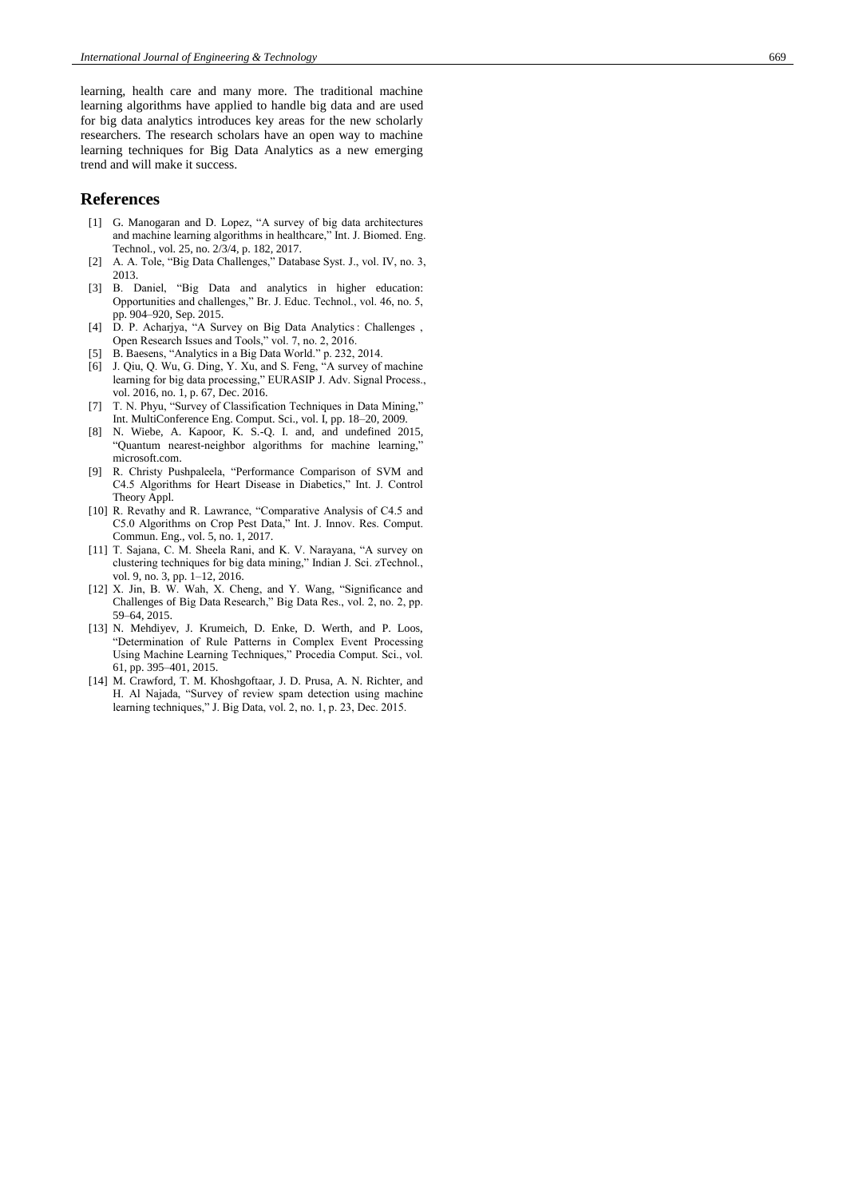learning, health care and many more. The traditional machine learning algorithms have applied to handle big data and are used for big data analytics introduces key areas for the new scholarly researchers. The research scholars have an open way to machine learning techniques for Big Data Analytics as a new emerging trend and will make it success.

## References

[1] G. Manogaran and D. Lopez, "A survey of big data architectures and machine learning algorithms in healthcare," Int. J. Biomed. Eng. Technol., vol. 25, no. 2/3/4, p. 182, 2017.

[2] A. A. Tole, "Big Data Challenges," Database Syst. J., vol. IV, no. 3, 2013.

[3] B. Daniel, "Big Data and analytics in higher education: Opportunities and challenges," Br. J. Educ. Technol., vol. 46, no. 5, pp. 904–920, Sep. 2015.

[4] D. P. Acharjya, "A Survey on Big Data Analytics : Challenges , Open Research Issues and Tools," vol. 7, no. 2, 2016.

[5] B. Baesens, "Analytics in a Big Data World." p. 232, 2014.

[6] J. Qiu, Q. Wu, G. Ding, Y. Xu, and S. Feng, "A survey of machine learning for big data processing," EURASIP J. Adv. Signal Process., vol. 2016, no. 1, p. 67, Dec. 2016.

[7] T. N. Phyu, "Survey of Classification Techniques in Data Mining," Int. MultiConference Eng. Comput. Sci., vol. I, pp. 18–20, 2009.

[8] N. Wiebe, A. Kapoor, K. S.-Q. I. and, and undefined 2015, "Quantum nearest-neighbor algorithms for machine learning," microsoft.com.

[9] R. Christy Pushpaleela, "Performance Comparison of SVM and C4.5 Algorithms for Heart Disease in Diabetics," Int. J. Control Theory Appl.

[10] R. Revathy and R. Lawrance, "Comparative Analysis of C4.5 and C5.0 Algorithms on Crop Pest Data," Int. J. Innov. Res. Comput. Commun. Eng., vol. 5, no. 1, 2017.

[11] T. Sajana, C. M. Sheela Rani, and K. V. Narayana, "A survey on clustering techniques for big data mining," Indian J. Sci. zTechnol., vol. 9, no. 3, pp. 1–12, 2016.

[12] X. Jin, B. W. Wah, X. Cheng, and Y. Wang, "Significance and Challenges of Big Data Research," Big Data Res., vol. 2, no. 2, pp. 59–64, 2015.

[13] N. Mehdiyev, J. Krumeich, D. Enke, D. Werth, and P. Loos, "Determination of Rule Patterns in Complex Event Processing Using Machine Learning Techniques," Procedia Comput. Sci., vol. 61, pp. 395–401, 2015.

[14] M. Crawford, T. M. Khoshgoftaar, J. D. Prusa, A. N. Richter, and H. Al Najada, "Survey of review spam detection using machine learning techniques," J. Big Data, vol. 2, no. 1, p. 23, Dec. 2015.